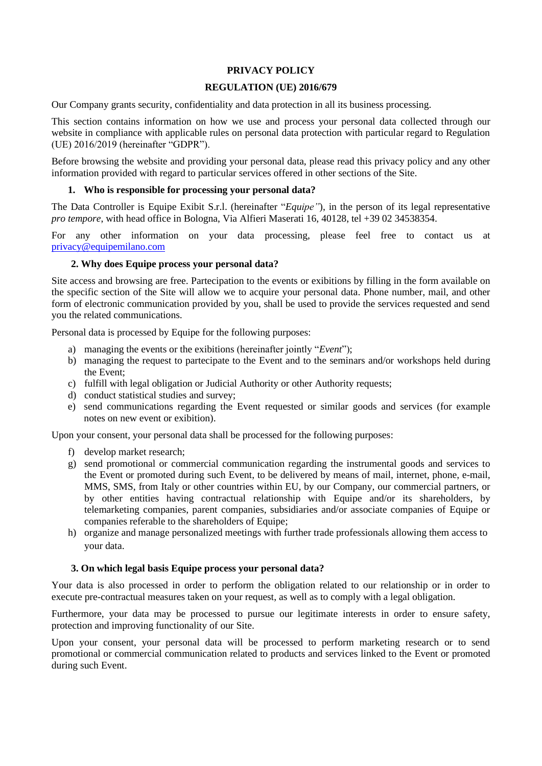# PRIVACY POLICY

# REGULATION (UE) 2016/679

Our Company grants security, confidentiality and data protection in all its business processing.

This section contains information on how we use and process your personal data collected through our website in compliance with applicable rules on personal data protection with particular regard to Regulation (UE) 2016/2019 (hereinafter "GDPR").

Before browsing the website and providing your personal data, please read this privacy policy and any other information provided with regard to particular services offered in other sections of the Site.

## 1. Who is responsible for processing your personal data?

The Data Controller is Equipe Exibit S.r.l. (hereinafter "*Equipe*"), in the person of its legal representative *pro tempore*, with head office in Bologna, Via Alfieri Maserati 16, 40128, tel +39 02 34538354.

For any other information on your data processing, please feel free to contact us at privacy@equipemilano.com

## 2. Why does Equipe process your personal data?

Site access and browsing are free. Partecipation to the events or exibitions by filling in the form available on the specific section of the Site will allow we to acquire your personal data. Phone number, mail, and other form of electronic communication provided by you, shall be used to provide the services requested and send you the related communications.

Personal data is processed by Equipe for the following purposes:

a) managing the events or the exibitions (hereinafter jointly "*Event*");
b) managing the request to partecipate to the Event and to the seminars and/or workshops held during the Event;
c) fulfill with legal obligation or Judicial Authority or other Authority requests;
d) conduct statistical studies and survey;
e) send communications regarding the Event requested or similar goods and services (for example notes on new event or exibition).

Upon your consent, your personal data shall be processed for the following purposes:

f) develop market research;
g) send promotional or commercial communication regarding the instrumental goods and services to the Event or promoted during such Event, to be delivered by means of mail, internet, phone, e-mail, MMS, SMS, from Italy or other countries within EU, by our Company, our commercial partners, or by other entities having contractual relationship with Equipe and/or its shareholders, by telemarketing companies, parent companies, subsidiaries and/or associate companies of Equipe or companies referable to the shareholders of Equipe;
h) organize and manage personalized meetings with further trade professionals allowing them access to your data.

## 3. On which legal basis Equipe process your personal data?

Your data is also processed in order to perform the obligation related to our relationship or in order to execute pre-contractual measures taken on your request, as well as to comply with a legal obligation.

Furthermore, your data may be processed to pursue our legitimate interests in order to ensure safety, protection and improving functionality of our Site.

Upon your consent, your personal data will be processed to perform marketing research or to send promotional or commercial communication related to products and services linked to the Event or promoted during such Event.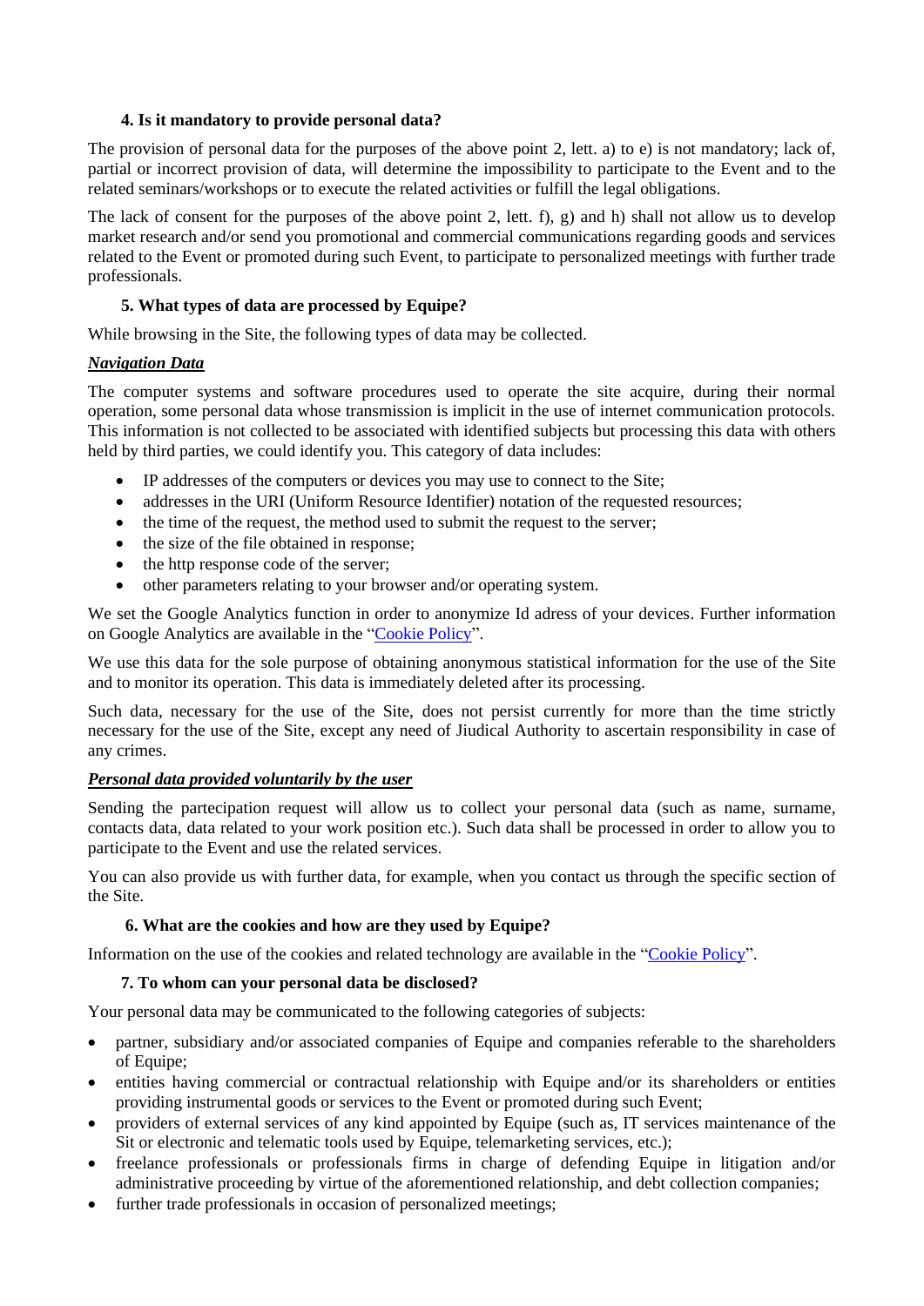### 4. Is it mandatory to provide personal data?

The provision of personal data for the purposes of the above point 2, lett. a) to e) is not mandatory; lack of, partial or incorrect provision of data, will determine the impossibility to participate to the Event and to the related seminars/workshops or to execute the related activities or fulfill the legal obligations.

The lack of consent for the purposes of the above point 2, lett. f), g) and h) shall not allow us to develop market research and/or send you promotional and commercial communications regarding goods and services related to the Event or promoted during such Event, to participate to personalized meetings with further trade professionals.

### 5. What types of data are processed by Equipe?

While browsing in the Site, the following types of data may be collected.

***Navigation Data***

The computer systems and software procedures used to operate the site acquire, during their normal operation, some personal data whose transmission is implicit in the use of internet communication protocols. This information is not collected to be associated with identified subjects but processing this data with others held by third parties, we could identify you. This category of data includes:

- IP addresses of the computers or devices you may use to connect to the Site;
- addresses in the URI (Uniform Resource Identifier) notation of the requested resources;
- the time of the request, the method used to submit the request to the server;
- the size of the file obtained in response;
- the http response code of the server;
- other parameters relating to your browser and/or operating system.

We set the Google Analytics function in order to anonymize Id adress of your devices. Further information on Google Analytics are available in the "Cookie Policy".

We use this data for the sole purpose of obtaining anonymous statistical information for the use of the Site and to monitor its operation. This data is immediately deleted after its processing.

Such data, necessary for the use of the Site, does not persist currently for more than the time strictly necessary for the use of the Site, except any need of Jiudical Authority to ascertain responsibility in case of any crimes.

***Personal data provided voluntarily by the user***

Sending the partecipation request will allow us to collect your personal data (such as name, surname, contacts data, data related to your work position etc.). Such data shall be processed in order to allow you to participate to the Event and use the related services.

You can also provide us with further data, for example, when you contact us through the specific section of the Site.

### 6. What are the cookies and how are they used by Equipe?

Information on the use of the cookies and related technology are available in the "Cookie Policy".

### 7. To whom can your personal data be disclosed?

Your personal data may be communicated to the following categories of subjects:

- partner, subsidiary and/or associated companies of Equipe and companies referable to the shareholders of Equipe;
- entities having commercial or contractual relationship with Equipe and/or its shareholders or entities providing instrumental goods or services to the Event or promoted during such Event;
- providers of external services of any kind appointed by Equipe (such as, IT services maintenance of the Sit or electronic and telematic tools used by Equipe, telemarketing services, etc.);
- freelance professionals or professionals firms in charge of defending Equipe in litigation and/or administrative proceeding by virtue of the aforementioned relationship, and debt collection companies;
- further trade professionals in occasion of personalized meetings;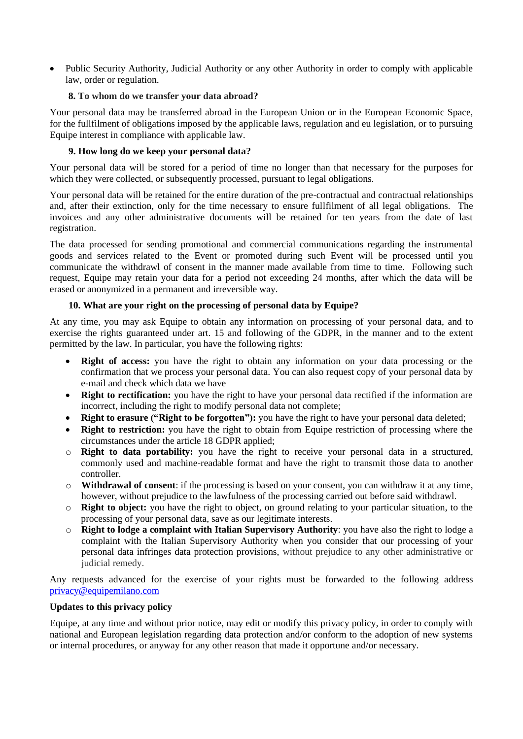- Public Security Authority, Judicial Authority or any other Authority in order to comply with applicable law, order or regulation.

### 8. To whom do we transfer your data abroad?

Your personal data may be transferred abroad in the European Union or in the European Economic Space, for the fullfilment of obligations imposed by the applicable laws, regulation and eu legislation, or to pursuing Equipe interest in compliance with applicable law.

### 9. How long do we keep your personal data?

Your personal data will be stored for a period of time no longer than that necessary for the purposes for which they were collected, or subsequently processed, pursuant to legal obligations.

Your personal data will be retained for the entire duration of the pre-contractual and contractual relationships and, after their extinction, only for the time necessary to ensure fullfilment of all legal obligations. The invoices and any other administrative documents will be retained for ten years from the date of last registration.

The data processed for sending promotional and commercial communications regarding the instrumental goods and services related to the Event or promoted during such Event will be processed until you communicate the withdrawl of consent in the manner made available from time to time. Following such request, Equipe may retain your data for a period not exceeding 24 months, after which the data will be erased or anonymized in a permanent and irreversible way.

### 10. What are your right on the processing of personal data by Equipe?

At any time, you may ask Equipe to obtain any information on processing of your personal data, and to exercise the rights guaranteed under art. 15 and following of the GDPR, in the manner and to the extent permitted by the law. In particular, you have the following rights:

- **Right of access:** you have the right to obtain any information on your data processing or the confirmation that we process your personal data. You can also request copy of your personal data by e-mail and check which data we have
- **Right to rectification:** you have the right to have your personal data rectified if the information are incorrect, including the right to modify personal data not complete;
- **Right to erasure ("Right to be forgotten"):** you have the right to have your personal data deleted;
- **Right to restriction:** you have the right to obtain from Equipe restriction of processing where the circumstances under the article 18 GDPR applied;
- **Right to data portability:** you have the right to receive your personal data in a structured, commonly used and machine-readable format and have the right to transmit those data to another controller.
- **Withdrawal of consent**: if the processing is based on your consent, you can withdraw it at any time, however, without prejudice to the lawfulness of the processing carried out before said withdrawl.
- **Right to object:** you have the right to object, on ground relating to your particular situation, to the processing of your personal data, save as our legitimate interests.
- **Right to lodge a complaint with Italian Supervisory Authority**: you have also the right to lodge a complaint with the Italian Supervisory Authority when you consider that our processing of your personal data infringes data protection provisions, without prejudice to any other administrative or judicial remedy.

Any requests advanced for the exercise of your rights must be forwarded to the following address [privacy@equipemilano.com](mailto:privacy@equipemilano.com)

**Updates to this privacy policy**

Equipe, at any time and without prior notice, may edit or modify this privacy policy, in order to comply with national and European legislation regarding data protection and/or conform to the adoption of new systems or internal procedures, or anyway for any other reason that made it opportune and/or necessary.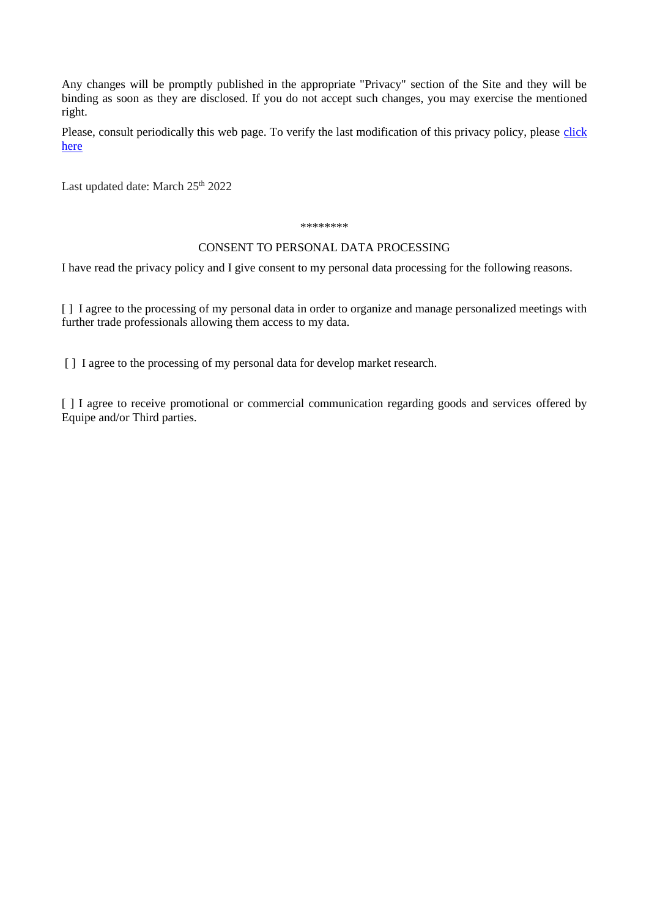Any changes will be promptly published in the appropriate "Privacy" section of the Site and they will be binding as soon as they are disclosed. If you do not accept such changes, you may exercise the mentioned right.

Please, consult periodically this web page. To verify the last modification of this privacy policy, please [click here]()

Last updated date: March 25th 2022

********

CONSENT TO PERSONAL DATA PROCESSING

I have read the privacy policy and I give consent to my personal data processing for the following reasons.

[ ] I agree to the processing of my personal data in order to organize and manage personalized meetings with further trade professionals allowing them access to my data.

[ ] I agree to the processing of my personal data for develop market research.

[ ] I agree to receive promotional or commercial communication regarding goods and services offered by Equipe and/or Third parties.